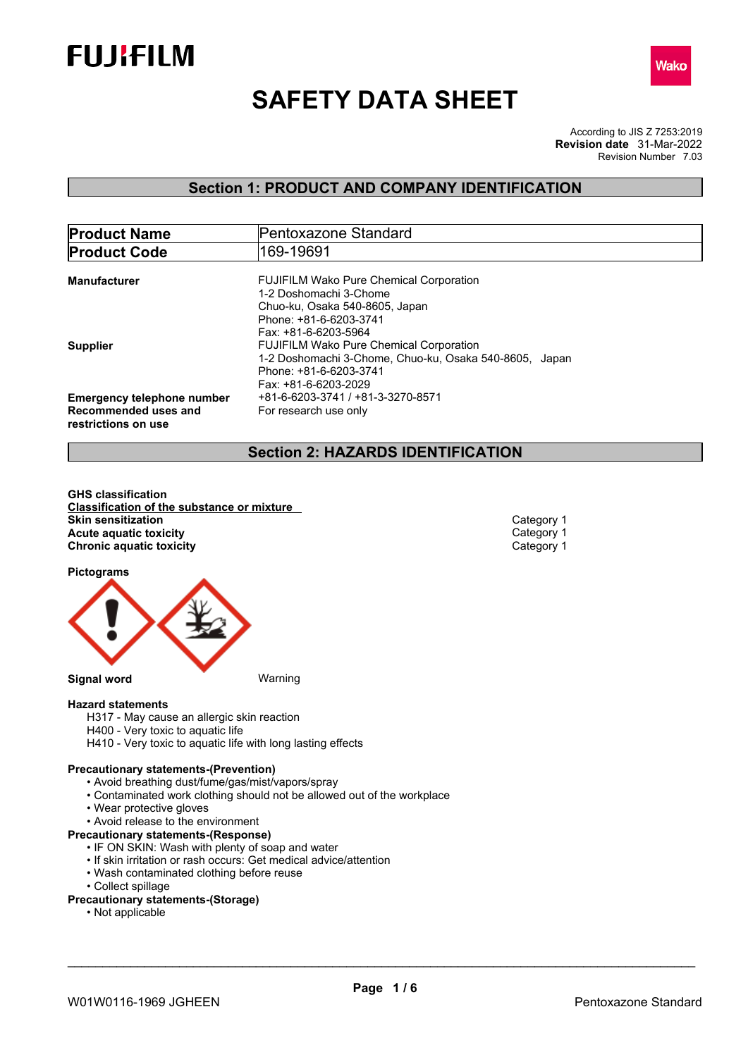FUJIFILM

Wako

# SAFETY DATA SHEET

According to JIS Z 7253:2019
**Revision date** 31-Mar-2022
Revision Number 7.03

## Section 1: PRODUCT AND COMPANY IDENTIFICATION

| **Product Name** | Pentoxazone Standard |
|---|---|
| **Product Code** | 169-19691 |

**Manufacturer**
FUJIFILM Wako Pure Chemical Corporation
1-2 Doshomachi 3-Chome
Chuo-ku, Osaka 540-8605, Japan
Phone: +81-6-6203-3741
Fax: +81-6-6203-5964

**Supplier**
FUJIFILM Wako Pure Chemical Corporation
1-2 Doshomachi 3-Chome, Chuo-ku, Osaka 540-8605, Japan
Phone: +81-6-6203-3741
Fax: +81-6-6203-2029

**Emergency telephone number** +81-6-6203-3741 / +81-3-3270-8571

**Recommended uses and restrictions on use** For research use only

## Section 2: HAZARDS IDENTIFICATION

**GHS classification**

**Classification of the substance or mixture**

| | |
|---|---|
| **Skin sensitization** | Category 1 |
| **Acute aquatic toxicity** | Category 1 |
| **Chronic aquatic toxicity** | Category 1 |

**Pictograms**

**Signal word** Warning

**Hazard statements**

H317 - May cause an allergic skin reaction
H400 - Very toxic to aquatic life
H410 - Very toxic to aquatic life with long lasting effects

**Precautionary statements-(Prevention)**

- Avoid breathing dust/fume/gas/mist/vapors/spray
- Contaminated work clothing should not be allowed out of the workplace
- Wear protective gloves
- Avoid release to the environment

**Precautionary statements-(Response)**

- IF ON SKIN: Wash with plenty of soap and water
- If skin irritation or rash occurs: Get medical advice/attention
- Wash contaminated clothing before reuse
- Collect spillage

**Precautionary statements-(Storage)**

- Not applicable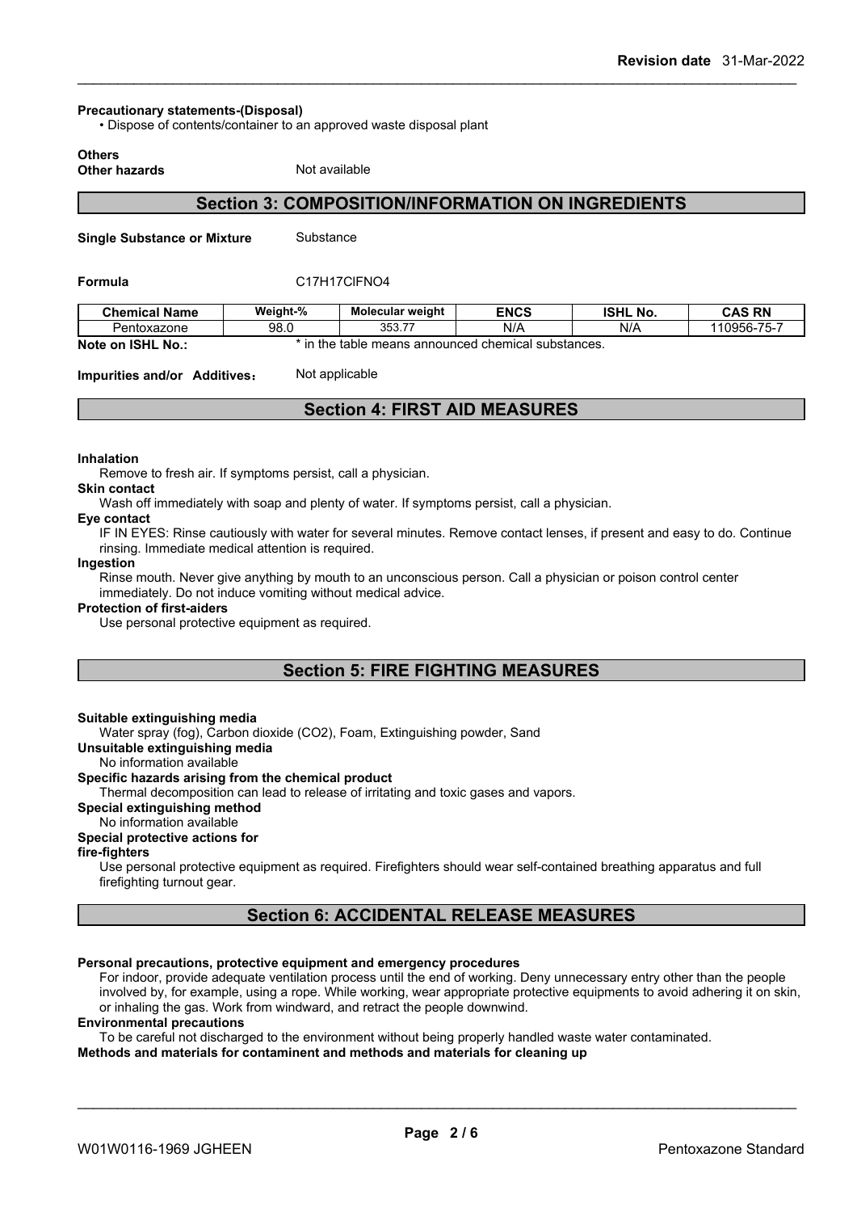**Precautionary statements-(Disposal)**

- Dispose of contents/container to an approved waste disposal plant

**Others**

**Other hazards** Not available

## Section 3: COMPOSITION/INFORMATION ON INGREDIENTS

**Single Substance or Mixture** Substance

**Formula** C17H17ClFNO4

| Chemical Name | Weight-% | Molecular weight | ENCS | ISHL No. | CAS RN |
|---|---|---|---|---|---|
| Pentoxazone | 98.0 | 353.77 | N/A | N/A | 110956-75-7 |

**Note on ISHL No.:** * in the table means announced chemical substances.

**Impurities and/or Additives**： Not applicable

## Section 4: FIRST AID MEASURES

**Inhalation**

Remove to fresh air. If symptoms persist, call a physician.

**Skin contact**

Wash off immediately with soap and plenty of water. If symptoms persist, call a physician.

**Eye contact**

IF IN EYES: Rinse cautiously with water for several minutes. Remove contact lenses, if present and easy to do. Continue rinsing. Immediate medical attention is required.

**Ingestion**

Rinse mouth. Never give anything by mouth to an unconscious person. Call a physician or poison control center immediately. Do not induce vomiting without medical advice.

**Protection of first-aiders**

Use personal protective equipment as required.

## Section 5: FIRE FIGHTING MEASURES

**Suitable extinguishing media**

Water spray (fog), Carbon dioxide ($CO_2$), Foam, Extinguishing powder, Sand

**Unsuitable extinguishing media**

No information available

**Specific hazards arising from the chemical product**

Thermal decomposition can lead to release of irritating and toxic gases and vapors.

**Special extinguishing method**

No information available

**Special protective actions for fire-fighters**

Use personal protective equipment as required. Firefighters should wear self-contained breathing apparatus and full firefighting turnout gear.

## Section 6: ACCIDENTAL RELEASE MEASURES

**Personal precautions, protective equipment and emergency procedures**

For indoor, provide adequate ventilation process until the end of working. Deny unnecessary entry other than the people involved by, for example, using a rope. While working, wear appropriate protective equipments to avoid adhering it on skin, or inhaling the gas. Work from windward, and retract the people downwind.

**Environmental precautions**

To be careful not discharged to the environment without being properly handled waste water contaminated.

**Methods and materials for contaminent and methods and materials for cleaning up**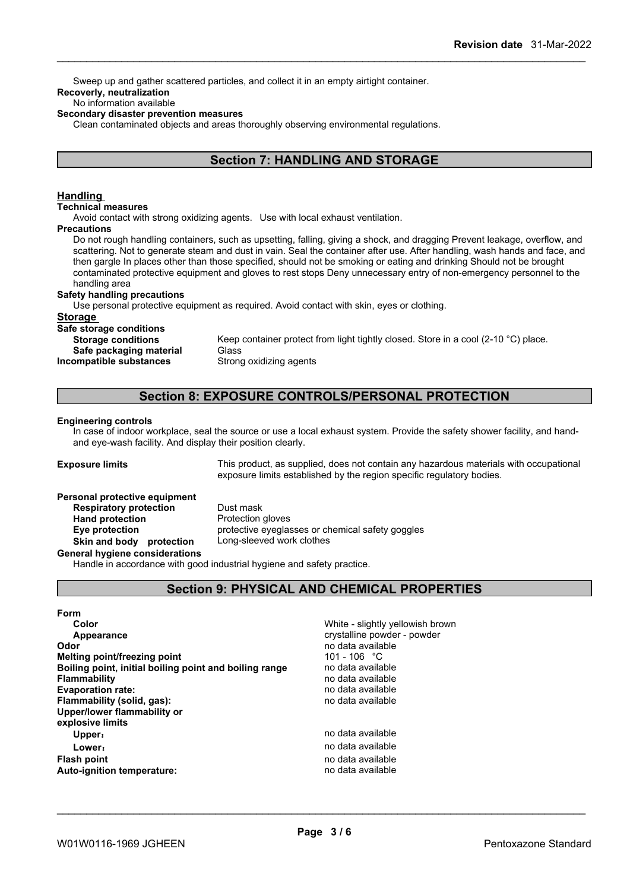Sweep up and gather scattered particles, and collect it in an empty airtight container.

**Recoverly, neutralization**

No information available

**Secondary disaster prevention measures**

Clean contaminated objects and areas thoroughly observing environmental regulations.

## Section 7: HANDLING AND STORAGE

### Handling

**Technical measures**

Avoid contact with strong oxidizing agents. Use with local exhaust ventilation.

**Precautions**

Do not rough handling containers, such as upsetting, falling, giving a shock, and dragging Prevent leakage, overflow, and scattering. Not to generate steam and dust in vain. Seal the container after use. After handling, wash hands and face, and then gargle In places other than those specified, should not be smoking or eating and drinking Should not be brought contaminated protective equipment and gloves to rest stops Deny unnecessary entry of non-emergency personnel to the handling area

**Safety handling precautions**

Use personal protective equipment as required. Avoid contact with skin, eyes or clothing.

### Storage

**Safe storage conditions**

| | |
|---|---|
| **Storage conditions** | Keep container protect from light tightly closed. Store in a cool (2-10 °C) place. |
| **Safe packaging material** | Glass |
| **Incompatible substances** | Strong oxidizing agents |

## Section 8: EXPOSURE CONTROLS/PERSONAL PROTECTION

**Engineering controls**

In case of indoor workplace, seal the source or use a local exhaust system. Provide the safety shower facility, and hand- and eye-wash facility. And display their position clearly.

**Exposure limits** This product, as supplied, does not contain any hazardous materials with occupational exposure limits established by the region specific regulatory bodies.

**Personal protective equipment**

| | |
|---|---|
| **Respiratory protection** | Dust mask |
| **Hand protection** | Protection gloves |
| **Eye protection** | protective eyeglasses or chemical safety goggles |
| **Skin and body protection** | Long-sleeved work clothes |

**General hygiene considerations**

Handle in accordance with good industrial hygiene and safety practice.

## Section 9: PHYSICAL AND CHEMICAL PROPERTIES

| | |
|---|---|
| **Form** | |
| **Color** | White - slightly yellowish brown |
| **Appearance** | crystalline powder - powder |
| **Odor** | no data available |
| **Melting point/freezing point** | 101 - 106 °C |
| **Boiling point, initial boiling point and boiling range** | no data available |
| **Flammability** | no data available |
| **Evaporation rate:** | no data available |
| **Flammability (solid, gas):** | no data available |
| **Upper/lower flammability or explosive limits** | |
| **Upper:** | no data available |
| **Lower:** | no data available |
| **Flash point** | no data available |
| **Auto-ignition temperature:** | no data available |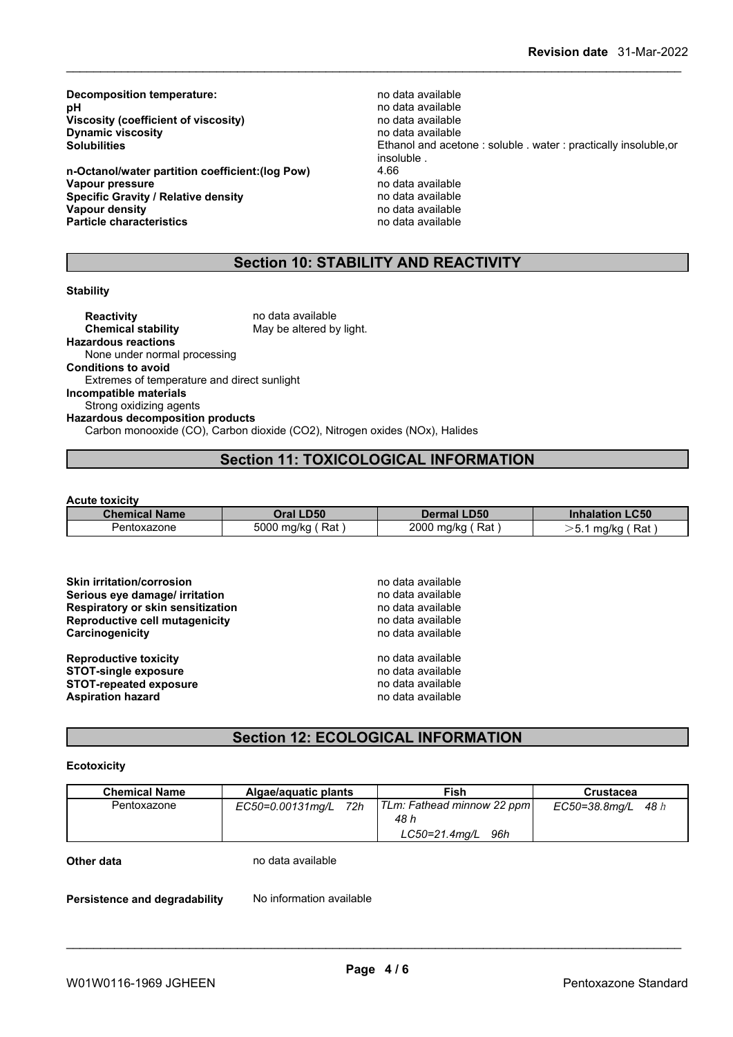**Decomposition temperature:** no data available
**pH** no data available
**Viscosity (coefficient of viscosity)** no data available
**Dynamic viscosity** no data available
**Solubilities** Ethanol and acetone : soluble . water : practically insoluble,or insoluble .
**n-Octanol/water partition coefficient:(log Pow)** 4.66
**Vapour pressure** no data available
**Specific Gravity / Relative density** no data available
**Vapour density** no data available
**Particle characteristics** no data available

## Section 10: STABILITY AND REACTIVITY

**Stability**

**Reactivity** no data available
**Chemical stability** May be altered by light.
**Hazardous reactions**
None under normal processing
**Conditions to avoid**
Extremes of temperature and direct sunlight
**Incompatible materials**
Strong oxidizing agents
**Hazardous decomposition products**
Carbon monooxide (CO), Carbon dioxide ($CO_2$), Nitrogen oxides (NOx), Halides

## Section 11: TOXICOLOGICAL INFORMATION

**Acute toxicity**

| Chemical Name | Oral LD50 | Dermal LD50 | Inhalation LC50 |
|---|---|---|---|
| Pentoxazone | 5000 mg/kg ( Rat ) | 2000 mg/kg ( Rat ) | >5.1 mg/kg ( Rat ) |

**Skin irritation/corrosion** no data available
**Serious eye damage/ irritation** no data available
**Respiratory or skin sensitization** no data available
**Reproductive cell mutagenicity** no data available
**Carcinogenicity** no data available

**Reproductive toxicity** no data available
**STOT-single exposure** no data available
**STOT-repeated exposure** no data available
**Aspiration hazard** no data available

## Section 12: ECOLOGICAL INFORMATION

**Ecotoxicity**

| Chemical Name | Algae/aquatic plants | Fish | Crustacea |
|---|---|---|---|
| Pentoxazone | *EC50=0.00131mg/L 72h* | *TLm: Fathead minnow 22 ppm 48 h*<br>*LC50=21.4mg/L 96h* | *EC50=38.8mg/L 48 h* |

**Other data** no data available

**Persistence and degradability** No information available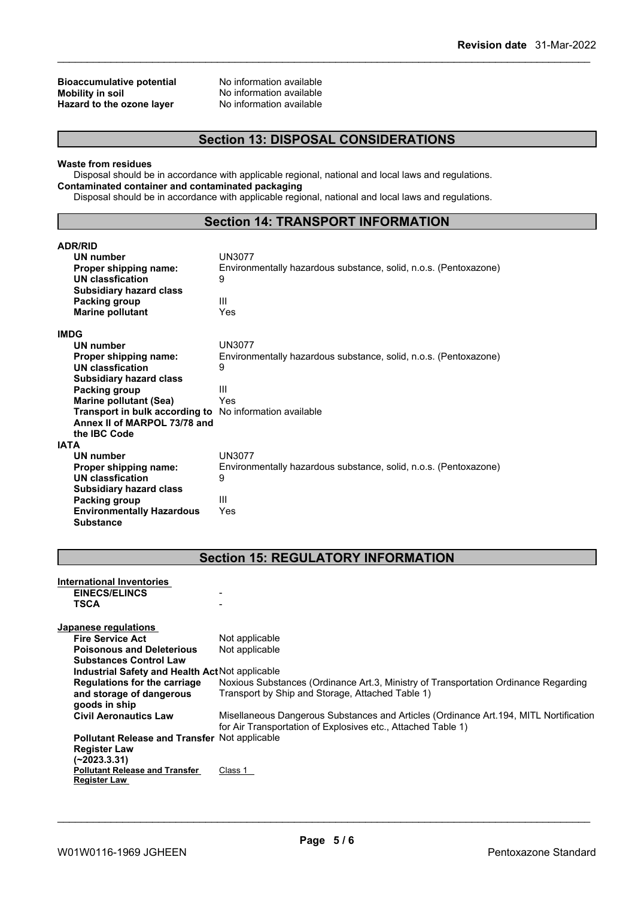| | |
|---|---|
| **Bioaccumulative potential** | No information available |
| **Mobility in soil** | No information available |
| **Hazard to the ozone layer** | No information available |

## Section 13: DISPOSAL CONSIDERATIONS

**Waste from residues**

Disposal should be in accordance with applicable regional, national and local laws and regulations.

**Contaminated container and contaminated packaging**

Disposal should be in accordance with applicable regional, national and local laws and regulations.

## Section 14: TRANSPORT INFORMATION

**ADR/RID**

| | |
|---|---|
| **UN number** | UN3077 |
| **Proper shipping name:** | Environmentally hazardous substance, solid, n.o.s. (Pentoxazone) |
| **UN classfication** | 9 |
| **Subsidiary hazard class** | |
| **Packing group** | III |
| **Marine pollutant** | Yes |

**IMDG**

| | |
|---|---|
| **UN number** | UN3077 |
| **Proper shipping name:** | Environmentally hazardous substance, solid, n.o.s. (Pentoxazone) |
| **UN classfication** | 9 |
| **Subsidiary hazard class** | |
| **Packing group** | III |
| **Marine pollutant (Sea)** | Yes |
| **Transport in bulk according to Annex II of MARPOL 73/78 and the IBC Code** | No information available |

**IATA**

| | |
|---|---|
| **UN number** | UN3077 |
| **Proper shipping name:** | Environmentally hazardous substance, solid, n.o.s. (Pentoxazone) |
| **UN classfication** | 9 |
| **Subsidiary hazard class** | |
| **Packing group** | III |
| **Environmentally Hazardous Substance** | Yes |

## Section 15: REGULATORY INFORMATION

**International Inventories**

| | |
|---|---|
| **EINECS/ELINCS** | - |
| **TSCA** | - |

**Japanese regulations**

| | |
|---|---|
| **Fire Service Act** | Not applicable |
| **Poisonous and Deleterious Substances Control Law** | Not applicable |
| **Industrial Safety and Health Act** | Not applicable |
| **Regulations for the carriage and storage of dangerous goods in ship** | Noxious Substances (Ordinance Art.3, Ministry of Transportation Ordinance Regarding Transport by Ship and Storage, Attached Table 1) |
| **Civil Aeronautics Law** | Misellaneous Dangerous Substances and Articles (Ordinance Art.194, MITL Notification for Air Transportation of Explosives etc., Attached Table 1) |
| **Pollutant Release and Transfer Register Law (~2023.3.31)** | Not applicable |
| **Pollutant Release and Transfer Register Law** | Class 1 |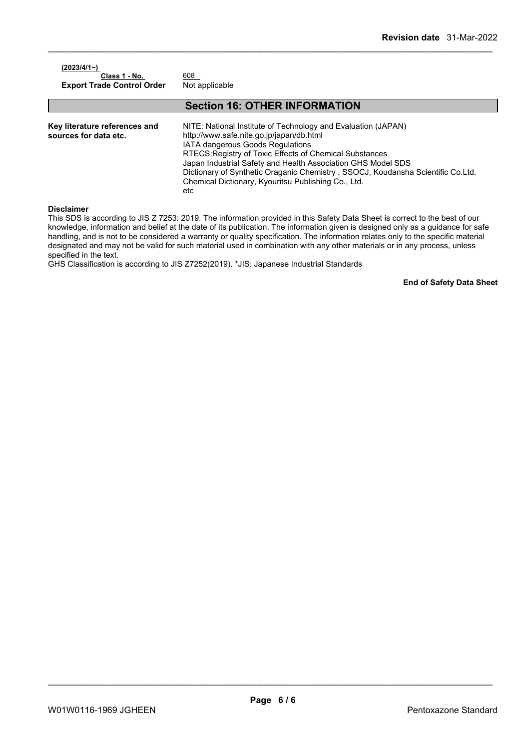**(2023/4/1~)**

| | |
|---|---|
| **Class 1 - No.** | 608 |
| **Export Trade Control Order** | Not applicable |

## Section 16: OTHER INFORMATION

**Key literature references and sources for data etc.**

NITE: National Institute of Technology and Evaluation (JAPAN)
http://www.safe.nite.go.jp/japan/db.html
IATA dangerous Goods Regulations
RTECS:Registry of Toxic Effects of Chemical Substances
Japan Industrial Safety and Health Association GHS Model SDS
Dictionary of Synthetic Oraganic Chemistry , SSOCJ, Koudansha Scientific Co.Ltd.
Chemical Dictionary, Kyouritsu Publishing Co., Ltd.
etc

**Disclaimer**

This SDS is according to JIS Z 7253: 2019. The information provided in this Safety Data Sheet is correct to the best of our knowledge, information and belief at the date of its publication. The information given is designed only as a guidance for safe handling, and is not to be considered a warranty or quality specification. The information relates only to the specific material designated and may not be valid for such material used in combination with any other materials or in any process, unless specified in the text.

GHS Classification is according to JIS Z7252(2019). *JIS: Japanese Industrial Standards

**End of Safety Data Sheet**